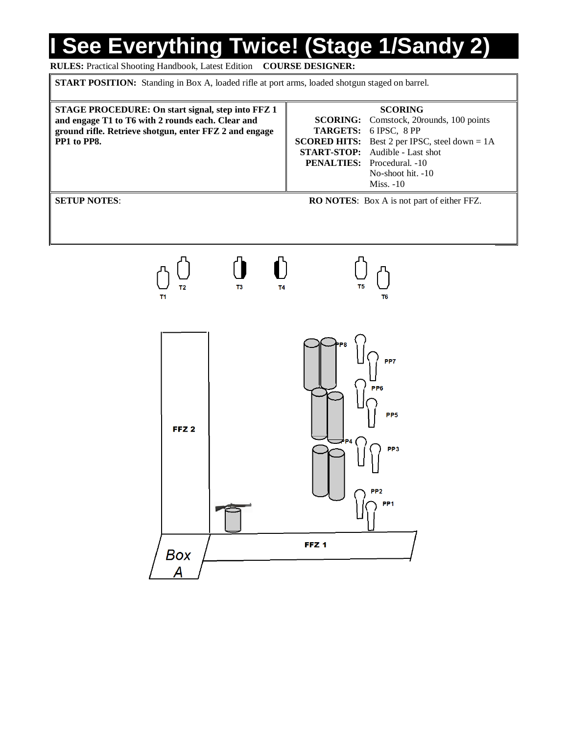# I See Everything Twice! (Stage 1/Sandy 2)

**RULES:** Practical Shooting Handbook, Latest Edition **COURSE DESIGNER:**

**START POSITION:** Standing in Box A, loaded rifle at port arms, loaded shotgun staged on barrel.

| **STAGE PROCEDURE: On start signal, step into FFZ 1 and engage T1 to T6 with 2 rounds each. Clear and ground rifle. Retrieve shotgun, enter FFZ 2 and engage PP1 to PP8.** | **SCORING** |
|---|---|
| | **SCORING:** Comstock, 20rounds, 100 points |
| | **TARGETS:** 6 IPSC, 8 PP |
| | **SCORED HITS:** Best 2 per IPSC, steel down = 1A |
| | **START-STOP:** Audible - Last shot |
| | **PENALTIES:** Procedural. -10<br>No-shoot hit. -10<br>Miss. -10 |

**SETUP NOTES**:

**RO NOTES**: Box A is not part of either FFZ.

T1 T2 T3 T4 T5 T6

PP8 PP7 PP6 PP5 PP4 PP3 PP2 PP1

FFZ 2

FFZ 1

Box A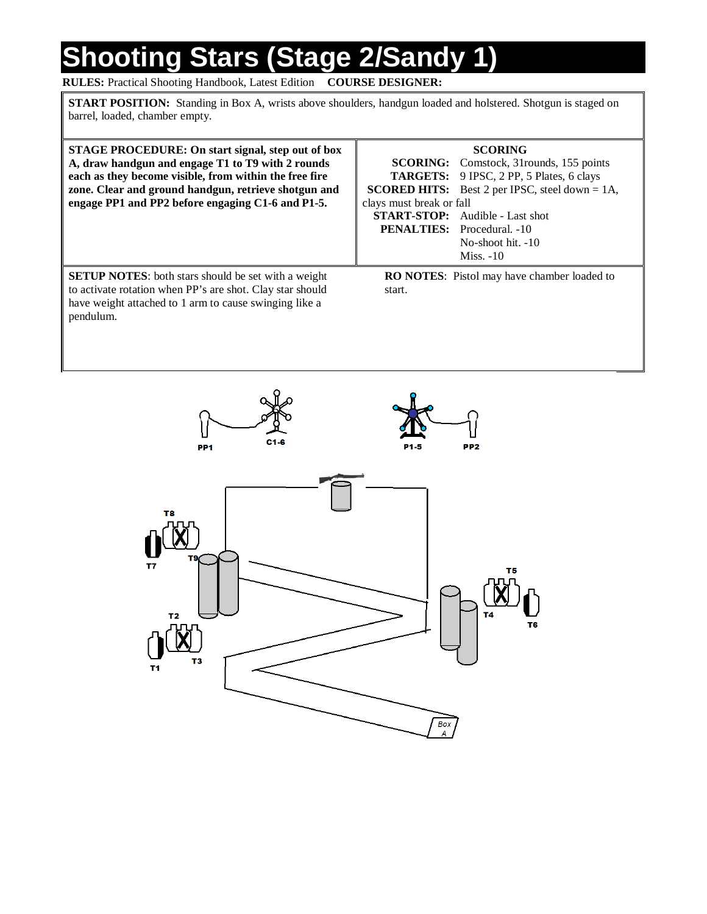# Shooting Stars (Stage 2/Sandy 1)

**RULES:** Practical Shooting Handbook, Latest Edition **COURSE DESIGNER:**

**START POSITION:** Standing in Box A, wrists above shoulders, handgun loaded and holstered. Shotgun is staged on barrel, loaded, chamber empty.

**STAGE PROCEDURE: On start signal, step out of box A, draw handgun and engage T1 to T9 with 2 rounds each as they become visible, from within the free fire zone. Clear and ground handgun, retrieve shotgun and engage PP1 and PP2 before engaging C1-6 and P1-5.**

**SCORING**

**SCORING:** Comstock, 31rounds, 155 points
**TARGETS:** 9 IPSC, 2 PP, 5 Plates, 6 clays
**SCORED HITS:** Best 2 per IPSC, steel down = 1A, clays must break or fall
**START-STOP:** Audible - Last shot
**PENALTIES:** Procedural. -10
No-shoot hit. -10
Miss. -10

**SETUP NOTES**: both stars should be set with a weight to activate rotation when PP's are shot. Clay star should have weight attached to 1 arm to cause swinging like a pendulum.

**RO NOTES**: Pistol may have chamber loaded to start.

PP1 C1-6 P1-5 PP2

T8 T7 T9 T5 T4 T6 T2 T1 T3

Box A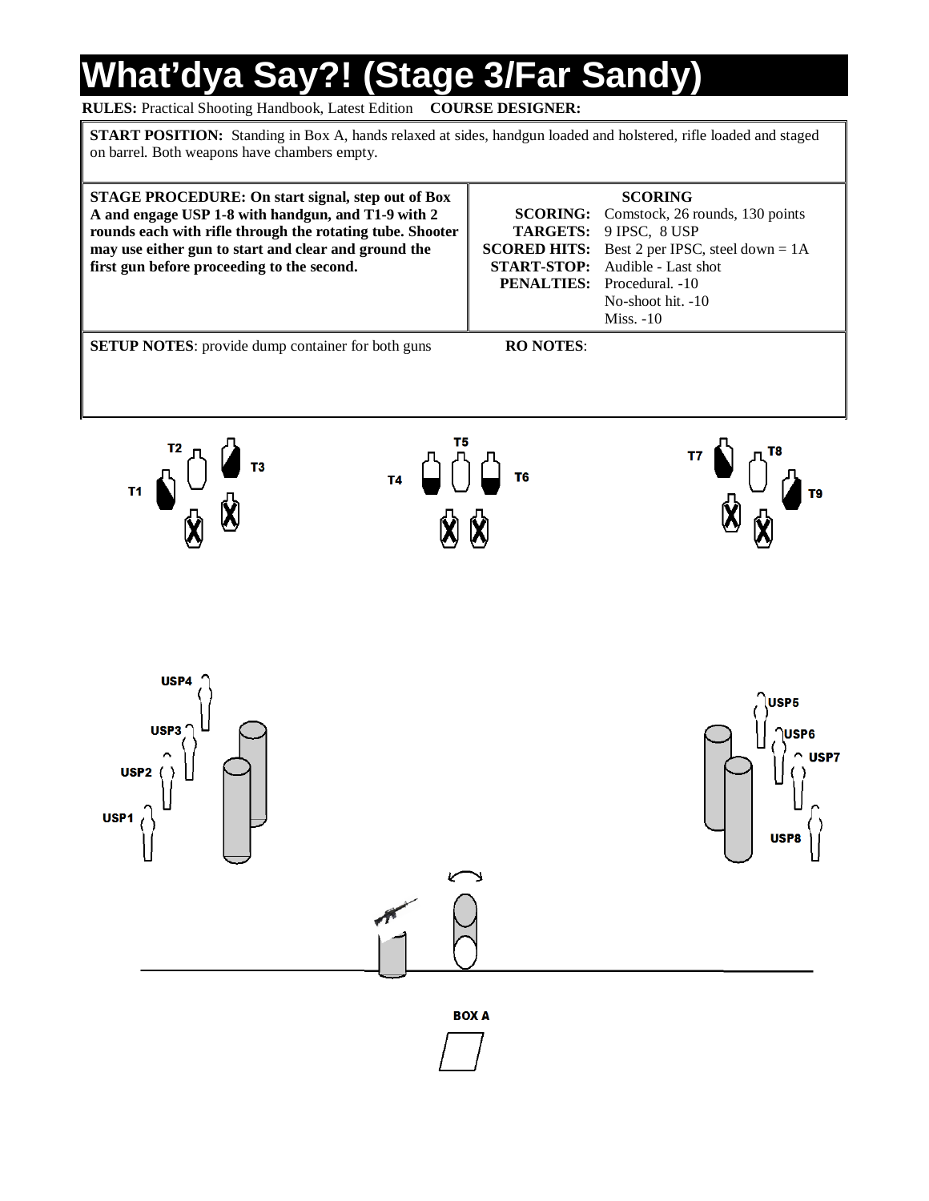# What'dya Say?! (Stage 3/Far Sandy)

**RULES:** Practical Shooting Handbook, Latest Edition **COURSE DESIGNER:**

**START POSITION:** Standing in Box A, hands relaxed at sides, handgun loaded and holstered, rifle loaded and staged on barrel. Both weapons have chambers empty.

**STAGE PROCEDURE: On start signal, step out of Box A and engage USP 1-8 with handgun, and T1-9 with 2 rounds each with rifle through the rotating tube. Shooter may use either gun to start and clear and ground the first gun before proceeding to the second.**

**SCORING**

| | |
|---|---|
| **SCORING:** | Comstock, 26 rounds, 130 points |
| **TARGETS:** | 9 IPSC, 8 USP |
| **SCORED HITS:** | Best 2 per IPSC, steel down = 1A |
| **START-STOP:** | Audible - Last shot |
| **PENALTIES:** | Procedural. -10 |
| | No-shoot hit. -10 |
| | Miss. -10 |

**SETUP NOTES**: provide dump container for both guns

**RO NOTES**:

T2 T3 T1 T5 T4 T6 T7 T8 T9

USP4 USP3 USP2 USP1 USP5 USP6 USP7 USP8

BOX A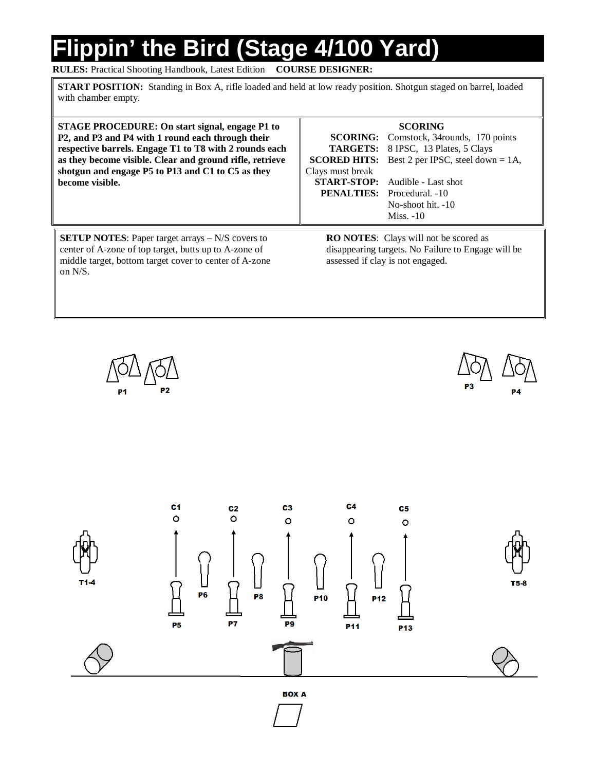# Flippin' the Bird (Stage 4/100 Yard)

**RULES:** Practical Shooting Handbook, Latest Edition **COURSE DESIGNER:**

**START POSITION:** Standing in Box A, rifle loaded and held at low ready position. Shotgun staged on barrel, loaded with chamber empty.

**STAGE PROCEDURE: On start signal, engage P1 to P2, and P3 and P4 with 1 round each through their respective barrels. Engage T1 to T8 with 2 rounds each as they become visible. Clear and ground rifle, retrieve shotgun and engage P5 to P13 and C1 to C5 as they become visible.**

**SCORING**

**SCORING:** Comstock, 34rounds, 170 points
**TARGETS:** 8 IPSC, 13 Plates, 5 Clays
**SCORED HITS:** Best 2 per IPSC, steel down = 1A, Clays must break
**START-STOP:** Audible - Last shot
**PENALTIES:** Procedural. -10
No-shoot hit. -10
Miss. -10

**SETUP NOTES**: Paper target arrays – N/S covers to center of A-zone of top target, butts up to A-zone of middle target, bottom target cover to center of A-zone on N/S.

**RO NOTES**: Clays will not be scored as disappearing targets. No Failure to Engage will be assessed if clay is not engaged.

P1 P2 P3 P4

C1 C2 C3 C4 C5

T1-4 P6 P8 P10 P12 T5-8

P5 P7 P9 P11 P13

BOX A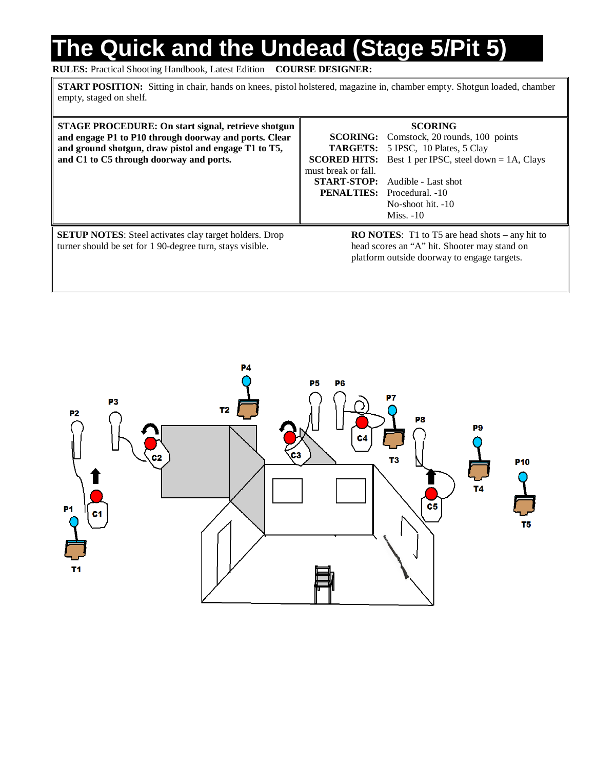# The Quick and the Undead (Stage 5/Pit 5)

**RULES:** Practical Shooting Handbook, Latest Edition **COURSE DESIGNER:**

**START POSITION:** Sitting in chair, hands on knees, pistol holstered, magazine in, chamber empty. Shotgun loaded, chamber empty, staged on shelf.

**STAGE PROCEDURE: On start signal, retrieve shotgun and engage P1 to P10 through doorway and ports. Clear and ground shotgun, draw pistol and engage T1 to T5, and C1 to C5 through doorway and ports.**

**SCORING**

**SCORING:** Comstock, 20 rounds, 100 points
**TARGETS:** 5 IPSC, 10 Plates, 5 Clay
**SCORED HITS:** Best 1 per IPSC, steel down = 1A, Clays must break or fall.
**START-STOP:** Audible - Last shot
**PENALTIES:** Procedural. -10
No-shoot hit. -10
Miss. -10

**SETUP NOTES**: Steel activates clay target holders. Drop turner should be set for 1 90-degree turn, stays visible.

**RO NOTES**: T1 to T5 are head shots – any hit to head scores an "A" hit. Shooter may stand on platform outside doorway to engage targets.

P4
P5 P6
P3 T2 P7
P2 P8 P9
C2 C3 C4
T3
P10
C5
P1 C1 T4
T5
T1